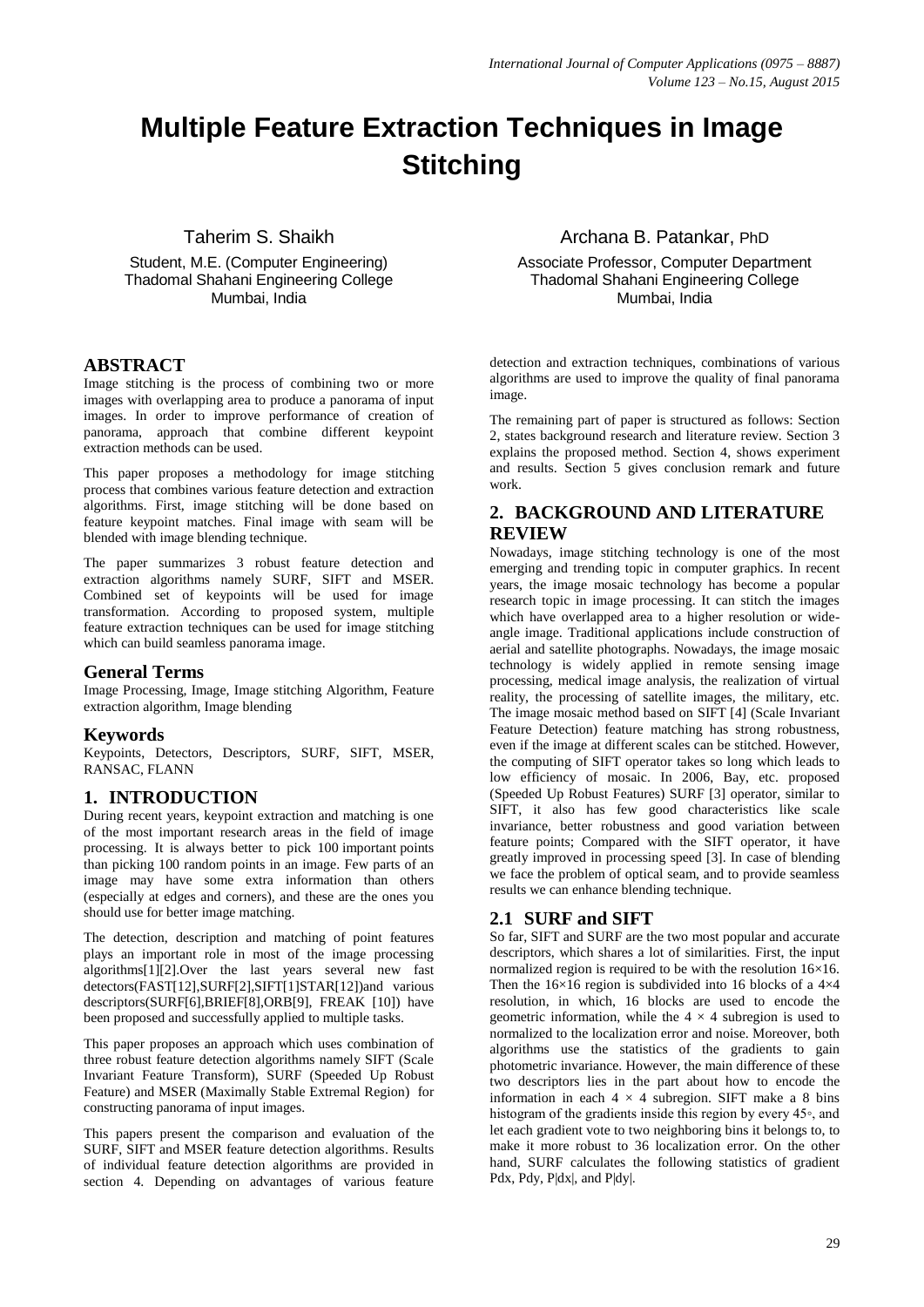# Multiple Feature Extraction Techniques in Image Stitching

Taherim S. Shaikh
Student, M.E. (Computer Engineering)
Thadomal Shahani Engineering College
Mumbai, India

Archana B. Patankar, PhD
Associate Professor, Computer Department
Thadomal Shahani Engineering College
Mumbai, India

## ABSTRACT

Image stitching is the process of combining two or more images with overlapping area to produce a panorama of input images. In order to improve performance of creation of panorama, approach that combine different keypoint extraction methods can be used.

This paper proposes a methodology for image stitching process that combines various feature detection and extraction algorithms. First, image stitching will be done based on feature keypoint matches. Final image with seam will be blended with image blending technique.

The paper summarizes 3 robust feature detection and extraction algorithms namely SURF, SIFT and MSER. Combined set of keypoints will be used for image transformation. According to proposed system, multiple feature extraction techniques can be used for image stitching which can build seamless panorama image.

### General Terms

Image Processing, Image, Image stitching Algorithm, Feature extraction algorithm, Image blending

### Keywords

Keypoints, Detectors, Descriptors, SURF, SIFT, MSER, RANSAC, FLANN

## 1. INTRODUCTION

During recent years, keypoint extraction and matching is one of the most important research areas in the field of image processing. It is always better to pick 100 important points than picking 100 random points in an image. Few parts of an image may have some extra information than others (especially at edges and corners), and these are the ones you should use for better image matching.

The detection, description and matching of point features plays an important role in most of the image processing algorithms[1][2].Over the last years several new fast detectors(FAST[12],SURF[2],SIFT[1]STAR[12])and various descriptors(SURF[6],BRIEF[8],ORB[9], FREAK [10]) have been proposed and successfully applied to multiple tasks.

This paper proposes an approach which uses combination of three robust feature detection algorithms namely SIFT (Scale Invariant Feature Transform), SURF (Speeded Up Robust Feature) and MSER (Maximally Stable Extremal Region) for constructing panorama of input images.

This papers present the comparison and evaluation of the SURF, SIFT and MSER feature detection algorithms. Results of individual feature detection algorithms are provided in section 4. Depending on advantages of various feature detection and extraction techniques, combinations of various algorithms are used to improve the quality of final panorama image.

The remaining part of paper is structured as follows: Section 2, states background research and literature review. Section 3 explains the proposed method. Section 4, shows experiment and results. Section 5 gives conclusion remark and future work.

## 2. BACKGROUND AND LITERATURE REVIEW

Nowadays, image stitching technology is one of the most emerging and trending topic in computer graphics. In recent years, the image mosaic technology has become a popular research topic in image processing. It can stitch the images which have overlapped area to a higher resolution or wide-angle image. Traditional applications include construction of aerial and satellite photographs. Nowadays, the image mosaic technology is widely applied in remote sensing image processing, medical image analysis, the realization of virtual reality, the processing of satellite images, the military, etc. The image mosaic method based on SIFT [4] (Scale Invariant Feature Detection) feature matching has strong robustness, even if the image at different scales can be stitched. However, the computing of SIFT operator takes so long which leads to low efficiency of mosaic. In 2006, Bay, etc. proposed (Speeded Up Robust Features) SURF [3] operator, similar to SIFT, it also has few good characteristics like scale invariance, better robustness and good variation between feature points; Compared with the SIFT operator, it have greatly improved in processing speed [3]. In case of blending we face the problem of optical seam, and to provide seamless results we can enhance blending technique.

### 2.1 SURF and SIFT

So far, SIFT and SURF are the two most popular and accurate descriptors, which shares a lot of similarities. First, the input normalized region is required to be with the resolution 16×16. Then the 16×16 region is subdivided into 16 blocks of a 4×4 resolution, in which, 16 blocks are used to encode the geometric information, while the $4 \times 4$ subregion is used to normalized to the localization error and noise. Moreover, both algorithms use the statistics of the gradients to gain photometric invariance. However, the main difference of these two descriptors lies in the part about how to encode the information in each $4 \times 4$ subregion. SIFT make a 8 bins histogram of the gradients inside this region by every 45◦, and let each gradient vote to two neighboring bins it belongs to, to make it more robust to 36 localization error. On the other hand, SURF calculates the following statistics of gradient Pdx, Pdy, P|dx|, and P|dy|.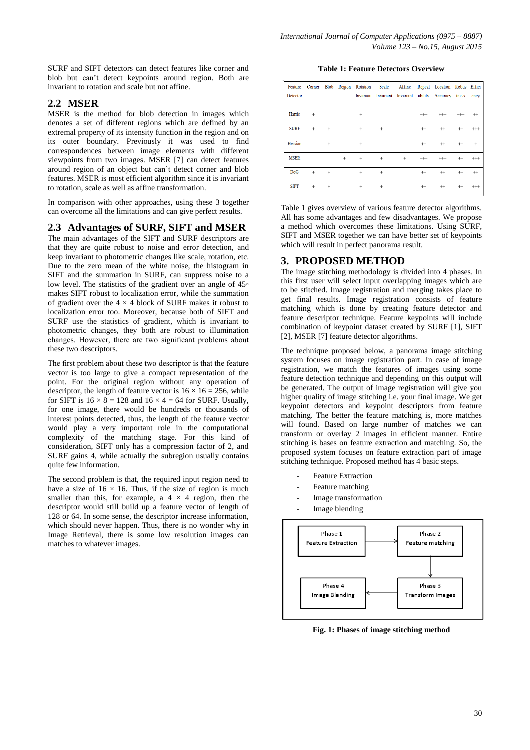SURF and SIFT detectors can detect features like corner and blob but can't detect keypoints around region. Both are invariant to rotation and scale but not affine.

## 2.2 MSER

MSER is the method for blob detection in images which denotes a set of different regions which are defined by an extremal property of its intensity function in the region and on its outer boundary. Previously it was used to find correspondences between image elements with different viewpoints from two images. MSER [7] can detect features around region of an object but can't detect corner and blob features. MSER is most efficient algorithm since it is invariant to rotation, scale as well as affine transformation.

In comparison with other approaches, using these 3 together can overcome all the limitations and can give perfect results.

## 2.3 Advantages of SURF, SIFT and MSER

The main advantages of the SIFT and SURF descriptors are that they are quite robust to noise and error detection, and keep invariant to photometric changes like scale, rotation, etc. Due to the zero mean of the white noise, the histogram in SIFT and the summation in SURF, can suppress noise to a low level. The statistics of the gradient over an angle of 45◦ makes SIFT robust to localization error, while the summation of gradient over the 4 × 4 block of SURF makes it robust to localization error too. Moreover, because both of SIFT and SURF use the statistics of gradient, which is invariant to photometric changes, they both are robust to illumination changes. However, there are two significant problems about these two descriptors.

The first problem about these two descriptor is that the feature vector is too large to give a compact representation of the point. For the original region without any operation of descriptor, the length of feature vector is 16 × 16 = 256, while for SIFT is 16 × 8 = 128 and 16 × 4 = 64 for SURF. Usually, for one image, there would be hundreds or thousands of interest points detected, thus, the length of the feature vector would play a very important role in the computational complexity of the matching stage. For this kind of consideration, SIFT only has a compression factor of 2, and SURF gains 4, while actually the subregion usually contains quite few information.

The second problem is that, the required input region need to have a size of 16 × 16. Thus, if the size of region is much smaller than this, for example, a 4 × 4 region, then the descriptor would still build up a feature vector of length of 128 or 64. In some sense, the descriptor increase information, which should never happen. Thus, there is no wonder why in Image Retrieval, there is some low resolution images can matches to whatever images.

**Table 1: Feature Detectors Overview**

| Feature Detector | Corner | Blob | Region | Rotation Invariant | Scale Invariant | Affine Invariant | Repeatability | Location Accuracy | Robustness | Efficiency |
|---|---|---|---|---|---|---|---|---|---|---|
| Harris | + | | | + | | | +++ | +++ | +++ | ++ |
| SURF | + | + | | + | + | | ++ | ++ | ++ | +++ |
| Hessian | | + | | + | | | ++ | ++ | ++ | + |
| MSER | | | + | + | + | + | +++ | +++ | ++ | +++ |
| DoG | + | + | | + | + | | ++ | ++ | ++ | ++ |
| SIFT | + | + | | + | + | | ++ | ++ | ++ | +++ |

Table 1 gives overview of various feature detector algorithms. All has some advantages and few disadvantages. We propose a method which overcomes these limitations. Using SURF, SIFT and MSER together we can have better set of keypoints which will result in perfect panorama result.

# 3. PROPOSED METHOD

The image stitching methodology is divided into 4 phases. In this first user will select input overlapping images which are to be stitched. Image registration and merging takes place to get final results. Image registration consists of feature matching which is done by creating feature detector and feature descriptor technique. Feature keypoints will include combination of keypoint dataset created by SURF [1], SIFT [2], MSER [7] feature detector algorithms.

The technique proposed below, a panorama image stitching system focuses on image registration part. In case of image registration, we match the features of images using some feature detection technique and depending on this output will be generated. The output of image registration will give you higher quality of image stitching i.e. your final image. We get keypoint detectors and keypoint descriptors from feature matching. The better the feature matching is, more matches will found. Based on large number of matches we can transform or overlay 2 images in efficient manner. Entire stitching is bases on feature extraction and matching. So, the proposed system focuses on feature extraction part of image stitching technique. Proposed method has 4 basic steps.

- Feature Extraction
- Feature matching
- Image transformation
- Image blending

**Fig. 1: Phases of image stitching method**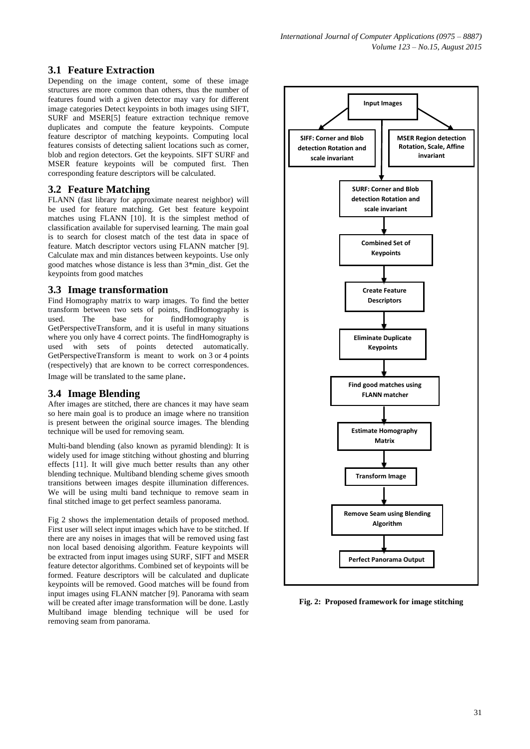## 3.1 Feature Extraction

Depending on the image content, some of these image structures are more common than others, thus the number of features found with a given detector may vary for different image categories Detect keypoints in both images using SIFT, SURF and MSER[5] feature extraction technique remove duplicates and compute the feature keypoints. Compute feature descriptor of matching keypoints. Computing local features consists of detecting salient locations such as corner, blob and region detectors. Get the keypoints. SIFT SURF and MSER feature keypoints will be computed first. Then corresponding feature descriptors will be calculated.

## 3.2 Feature Matching

FLANN (fast library for approximate nearest neighbor) will be used for feature matching. Get best feature keypoint matches using FLANN [10]. It is the simplest method of classification available for supervised learning. The main goal is to search for closest match of the test data in space of feature. Match descriptor vectors using FLANN matcher [9]. Calculate max and min distances between keypoints. Use only good matches whose distance is less than 3*min_dist. Get the keypoints from good matches

## 3.3 Image transformation

Find Homography matrix to warp images. To find the better transform between two sets of points, findHomography is used. The base for findHomography is GetPerspectiveTransform, and it is useful in many situations where you only have 4 correct points. The findHomography is used with sets of points detected automatically. GetPerspectiveTransform is meant to work on 3 or 4 points (respectively) that are known to be correct correspondences. Image will be translated to the same plane.

## 3.4 Image Blending

After images are stitched, there are chances it may have seam so here main goal is to produce an image where no transition is present between the original source images. The blending technique will be used for removing seam.

Multi-band blending (also known as pyramid blending): It is widely used for image stitching without ghosting and blurring effects [11]. It will give much better results than any other blending technique. Multiband blending scheme gives smooth transitions between images despite illumination differences. We will be using multi band technique to remove seam in final stitched image to get perfect seamless panorama.

Fig 2 shows the implementation details of proposed method. First user will select input images which have to be stitched. If there are any noises in images that will be removed using fast non local based denoising algorithm. Feature keypoints will be extracted from input images using SURF, SIFT and MSER feature detector algorithms. Combined set of keypoints will be formed. Feature descriptors will be calculated and duplicate keypoints will be removed. Good matches will be found from input images using FLANN matcher [9]. Panorama with seam will be created after image transformation will be done. Lastly Multiband image blending technique will be used for removing seam from panorama.

Input Images → SIFF: Corner and Blob detection Rotation and scale invariant / MSER Region detection Rotation, Scale, Affine invariant / SURF: Corner and Blob detection Rotation and scale invariant → Combined Set of Keypoints → Create Feature Descriptors → Eliminate Duplicate Keypoints → Find good matches using FLANN matcher → Estimate Homography Matrix → Transform Image → Remove Seam using Blending Algorithm → Perfect Panorama Output

**Fig. 2: Proposed framework for image stitching**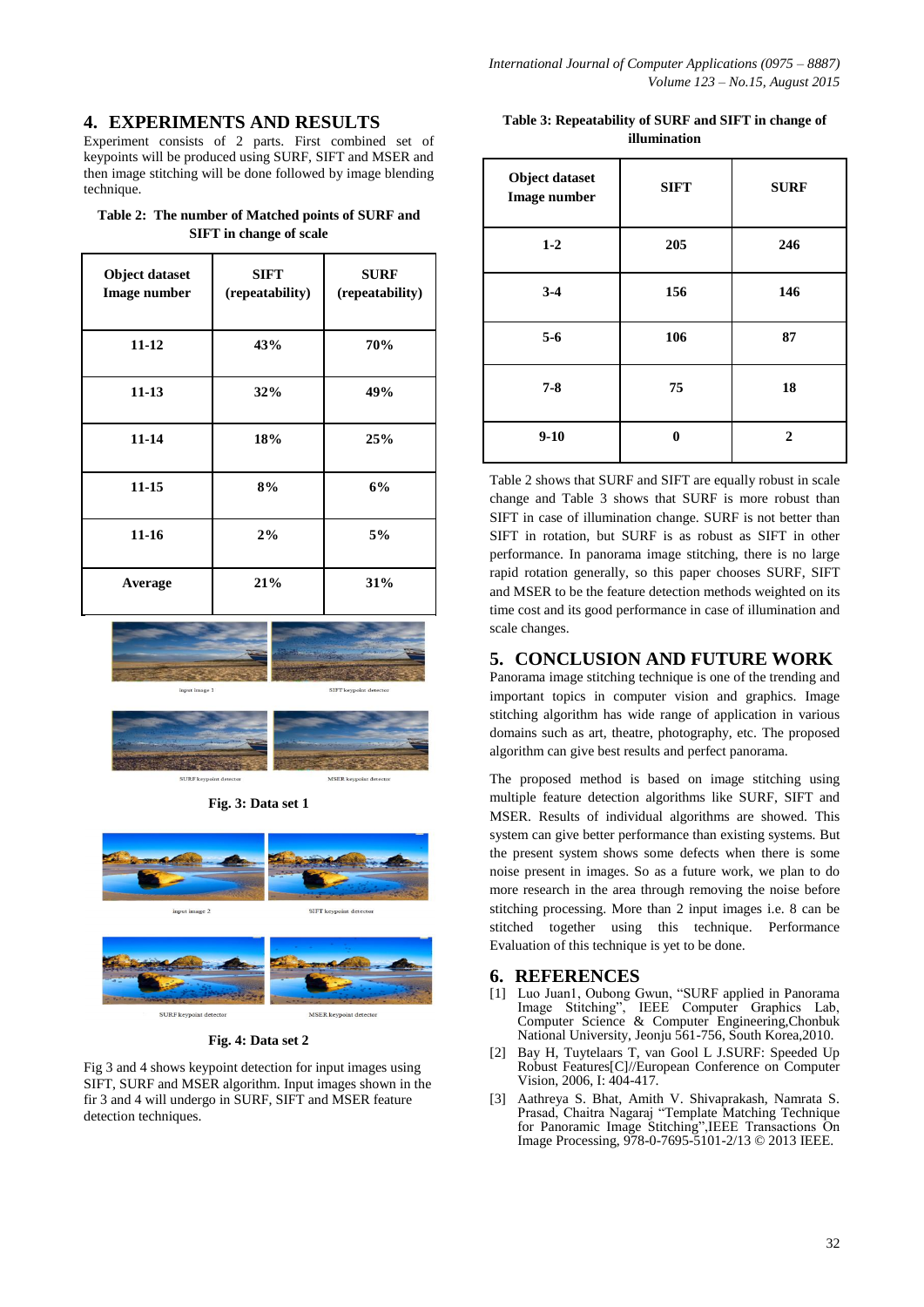## 4. EXPERIMENTS AND RESULTS

Experiment consists of 2 parts. First combined set of keypoints will be produced using SURF, SIFT and MSER and then image stitching will be done followed by image blending technique.

**Table 2: The number of Matched points of SURF and SIFT in change of scale**

| Object dataset Image number | SIFT (repeatability) | SURF (repeatability) |
|---|---|---|
| 11-12 | 43% | 70% |
| 11-13 | 32% | 49% |
| 11-14 | 18% | 25% |
| 11-15 | 8% | 6% |
| 11-16 | 2% | 5% |
| Average | 21% | 31% |

input image 1 SIFT keypoint detector

SURF keypoint detector MSER keypoint detector

**Fig. 3: Data set 1**

input image 2 SIFT keypoint detector

SURF keypoint detector MSER keypoint detector

**Fig. 4: Data set 2**

Fig 3 and 4 shows keypoint detection for input images using SIFT, SURF and MSER algorithm. Input images shown in the fir 3 and 4 will undergo in SURF, SIFT and MSER feature detection techniques.

**Table 3: Repeatability of SURF and SIFT in change of illumination**

| Object dataset Image number | SIFT | SURF |
|---|---|---|
| 1-2 | 205 | 246 |
| 3-4 | 156 | 146 |
| 5-6 | 106 | 87 |
| 7-8 | 75 | 18 |
| 9-10 | 0 | 2 |

Table 2 shows that SURF and SIFT are equally robust in scale change and Table 3 shows that SURF is more robust than SIFT in case of illumination change. SURF is not better than SIFT in rotation, but SURF is as robust as SIFT in other performance. In panorama image stitching, there is no large rapid rotation generally, so this paper chooses SURF, SIFT and MSER to be the feature detection methods weighted on its time cost and its good performance in case of illumination and scale changes.

## 5. CONCLUSION AND FUTURE WORK

Panorama image stitching technique is one of the trending and important topics in computer vision and graphics. Image stitching algorithm has wide range of application in various domains such as art, theatre, photography, etc. The proposed algorithm can give best results and perfect panorama.

The proposed method is based on image stitching using multiple feature detection algorithms like SURF, SIFT and MSER. Results of individual algorithms are showed. This system can give better performance than existing systems. But the present system shows some defects when there is some noise present in images. So as a future work, we plan to do more research in the area through removing the noise before stitching processing. More than 2 input images i.e. 8 can be stitched together using this technique. Performance Evaluation of this technique is yet to be done.

## 6. REFERENCES

[1] Luo Juan1, Oubong Gwun, "SURF applied in Panorama Image Stitching", IEEE Computer Graphics Lab, Computer Science & Computer Engineering,Chonbuk National University, Jeonju 561-756, South Korea,2010.

[2] Bay H, Tuytelaars T, van Gool L J.SURF: Speeded Up Robust Features[C]//European Conference on Computer Vision, 2006, I: 404-417.

[3] Aathreya S. Bhat, Amith V. Shivaprakash, Namrata S. Prasad, Chaitra Nagaraj "Template Matching Technique for Panoramic Image Stitching",IEEE Transactions On Image Processing, 978-0-7695-5101-2/13 © 2013 IEEE.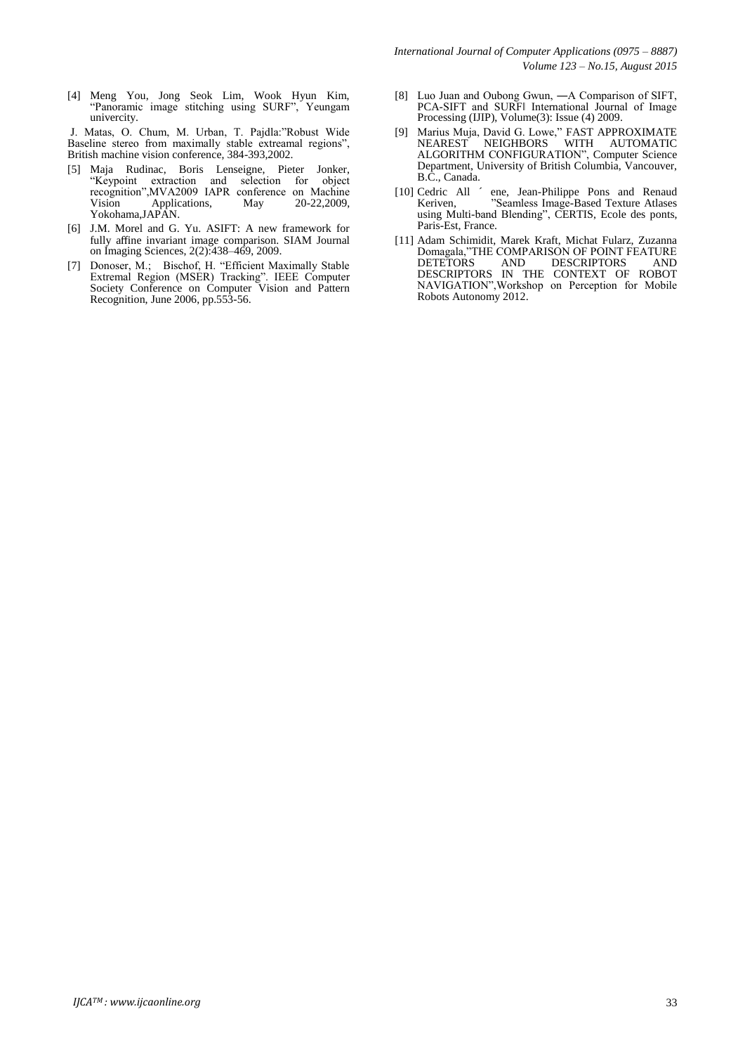[4] Meng You, Jong Seok Lim, Wook Hyun Kim, "Panoramic image stitching using SURF", Yeungam univercity.

J. Matas, O. Chum, M. Urban, T. Pajdla:"Robust Wide Baseline stereo from maximally stable extreamal regions", British machine vision conference, 384-393,2002.

[5] Maja Rudinac, Boris Lenseigne, Pieter Jonker, "Keypoint extraction and selection for object recognition",MVA2009 IAPR conference on Machine Vision Applications, May 20-22,2009, Yokohama,JAPAN.

[6] J.M. Morel and G. Yu. ASIFT: A new framework for fully affine invariant image comparison. SIAM Journal on Imaging Sciences, 2(2):438–469, 2009.

[7] Donoser, M.; Bischof, H. "Efficient Maximally Stable Extremal Region (MSER) Tracking". IEEE Computer Society Conference on Computer Vision and Pattern Recognition, June 2006, pp.553-56.

[8] Luo Juan and Oubong Gwun, ―A Comparison of SIFT, PCA-SIFT and SURF‖ International Journal of Image Processing (IJIP), Volume(3): Issue (4) 2009.

[9] Marius Muja, David G. Lowe," FAST APPROXIMATE NEAREST NEIGHBORS WITH AUTOMATIC ALGORITHM CONFIGURATION", Computer Science Department, University of British Columbia, Vancouver, B.C., Canada.

[10] Cedric All ´ ene, Jean-Philippe Pons and Renaud Keriven, "Seamless Image-Based Texture Atlases using Multi-band Blending", CERTIS, Ecole des ponts, Paris-Est, France.

[11] Adam Schimidit, Marek Kraft, Michat Fularz, Zuzanna Domagala,"THE COMPARISON OF POINT FEATURE DETETORS AND DESCRIPTORS AND DESCRIPTORS IN THE CONTEXT OF ROBOT NAVIGATION",Workshop on Perception for Mobile Robots Autonomy 2012.